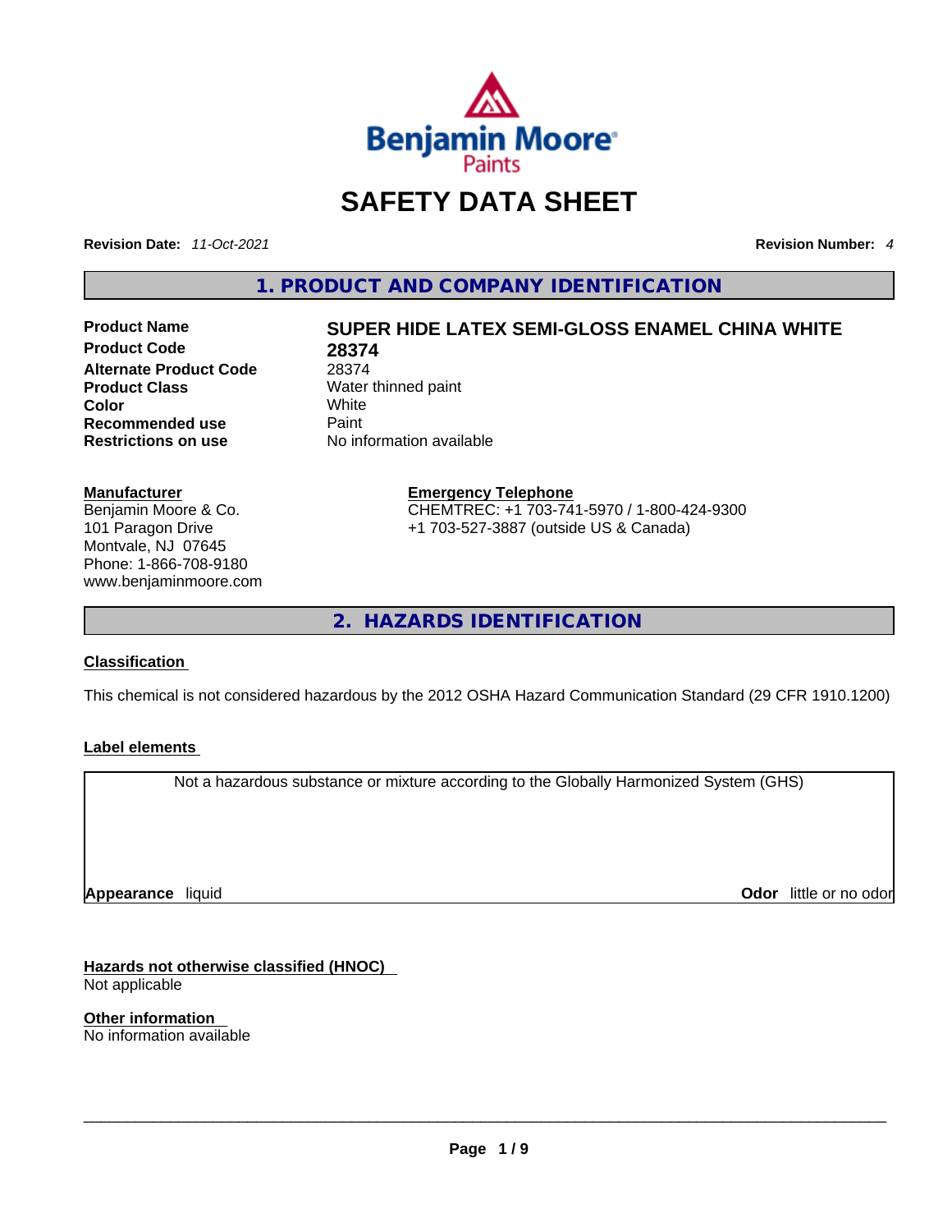# SAFETY DATA SHEET

**Revision Date:** *11-Oct-2021*

**Revision Number:** *4*

## 1. PRODUCT AND COMPANY IDENTIFICATION

| | |
|---|---|
| **Product Name** | **SUPER HIDE LATEX SEMI-GLOSS ENAMEL CHINA WHITE** |
| **Product Code** | **28374** |
| **Alternate Product Code** | 28374 |
| **Product Class** | Water thinned paint |
| **Color** | White |
| **Recommended use** | Paint |
| **Restrictions on use** | No information available |

**Manufacturer**
Benjamin Moore & Co.
101 Paragon Drive
Montvale, NJ 07645
Phone: 1-866-708-9180
www.benjaminmoore.com

**Emergency Telephone**
CHEMTREC: +1 703-741-5970 / 1-800-424-9300
+1 703-527-3887 (outside US & Canada)

## 2. HAZARDS IDENTIFICATION

### Classification

This chemical is not considered hazardous by the 2012 OSHA Hazard Communication Standard (29 CFR 1910.1200)

### Label elements

Not a hazardous substance or mixture according to the Globally Harmonized System (GHS)

**Appearance** liquid

**Odor** little or no odor

### Hazards not otherwise classified (HNOC)

Not applicable

### Other information

No information available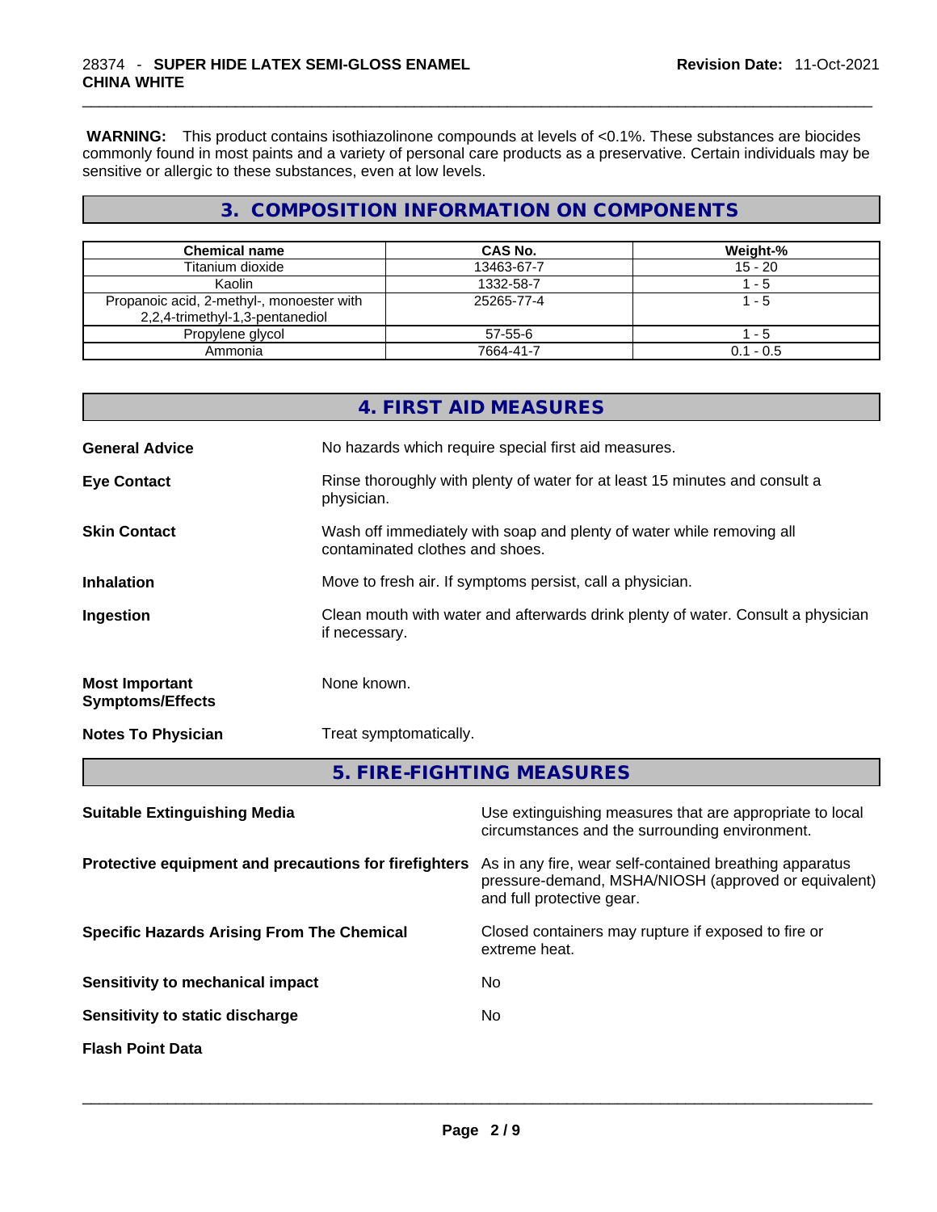**WARNING:** This product contains isothiazolinone compounds at levels of <0.1%. These substances are biocides commonly found in most paints and a variety of personal care products as a preservative. Certain individuals may be sensitive or allergic to these substances, even at low levels.

## 3. COMPOSITION INFORMATION ON COMPONENTS

| Chemical name | CAS No. | Weight-% |
|---|---|---|
| Titanium dioxide | 13463-67-7 | 15 - 20 |
| Kaolin | 1332-58-7 | 1 - 5 |
| Propanoic acid, 2-methyl-, monoester with 2,2,4-trimethyl-1,3-pentanediol | 25265-77-4 | 1 - 5 |
| Propylene glycol | 57-55-6 | 1 - 5 |
| Ammonia | 7664-41-7 | 0.1 - 0.5 |

## 4. FIRST AID MEASURES

**General Advice** No hazards which require special first aid measures.

**Eye Contact** Rinse thoroughly with plenty of water for at least 15 minutes and consult a physician.

**Skin Contact** Wash off immediately with soap and plenty of water while removing all contaminated clothes and shoes.

**Inhalation** Move to fresh air. If symptoms persist, call a physician.

**Ingestion** Clean mouth with water and afterwards drink plenty of water. Consult a physician if necessary.

**Most Important Symptoms/Effects** None known.

**Notes To Physician** Treat symptomatically.

## 5. FIRE-FIGHTING MEASURES

**Suitable Extinguishing Media** Use extinguishing measures that are appropriate to local circumstances and the surrounding environment.

**Protective equipment and precautions for firefighters** As in any fire, wear self-contained breathing apparatus pressure-demand, MSHA/NIOSH (approved or equivalent) and full protective gear.

**Specific Hazards Arising From The Chemical** Closed containers may rupture if exposed to fire or extreme heat.

**Sensitivity to mechanical impact** No

**Sensitivity to static discharge** No

**Flash Point Data**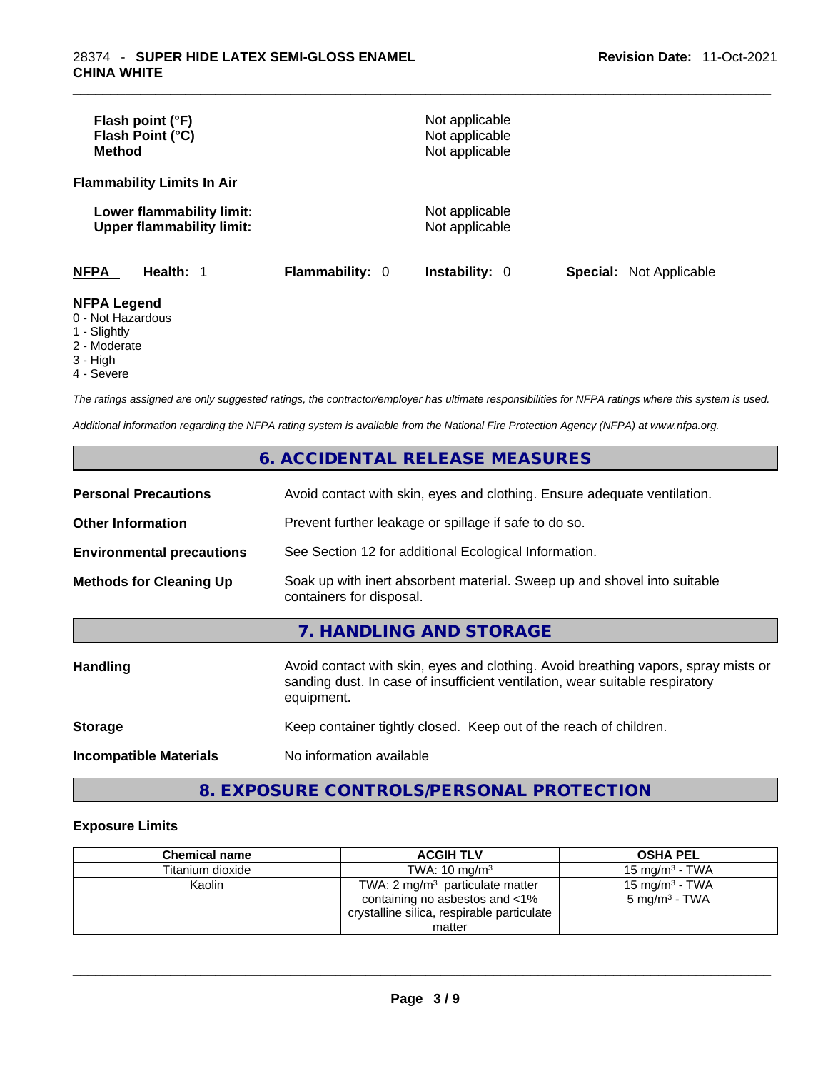| | |
|---|---|
| **Flash point (°F)** | Not applicable |
| **Flash Point (°C)** | Not applicable |
| **Method** | Not applicable |

**Flammability Limits In Air**

| | |
|---|---|
| **Lower flammability limit:** | Not applicable |
| **Upper flammability limit:** | Not applicable |

**NFPA** **Health:** 1 **Flammability:** 0 **Instability:** 0 **Special:** Not Applicable

**NFPA Legend**

- 0 - Not Hazardous
- 1 - Slightly
- 2 - Moderate
- 3 - High
- 4 - Severe

*The ratings assigned are only suggested ratings, the contractor/employer has ultimate responsibilities for NFPA ratings where this system is used.*

*Additional information regarding the NFPA rating system is available from the National Fire Protection Agency (NFPA) at www.nfpa.org.*

## 6. ACCIDENTAL RELEASE MEASURES

| | |
|---|---|
| **Personal Precautions** | Avoid contact with skin, eyes and clothing. Ensure adequate ventilation. |
| **Other Information** | Prevent further leakage or spillage if safe to do so. |
| **Environmental precautions** | See Section 12 for additional Ecological Information. |
| **Methods for Cleaning Up** | Soak up with inert absorbent material. Sweep up and shovel into suitable containers for disposal. |

## 7. HANDLING AND STORAGE

| | |
|---|---|
| **Handling** | Avoid contact with skin, eyes and clothing. Avoid breathing vapors, spray mists or sanding dust. In case of insufficient ventilation, wear suitable respiratory equipment. |
| **Storage** | Keep container tightly closed. Keep out of the reach of children. |
| **Incompatible Materials** | No information available |

## 8. EXPOSURE CONTROLS/PERSONAL PROTECTION

### Exposure Limits

| Chemical name | ACGIH TLV | OSHA PEL |
|---|---|---|
| Titanium dioxide | TWA: 10 mg/m³ | 15 mg/m³ - TWA |
| Kaolin | TWA: 2 mg/m³ particulate matter containing no asbestos and <1% crystalline silica, respirable particulate matter | 15 mg/m³ - TWA<br>5 mg/m³ - TWA |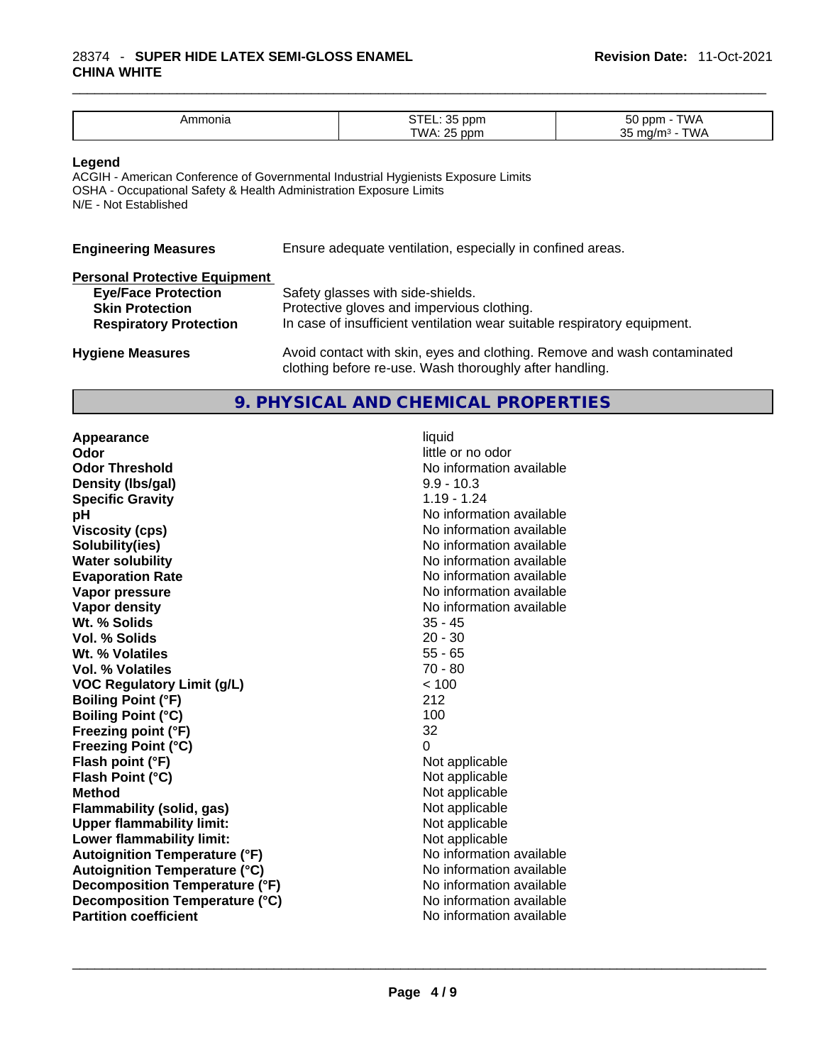| Ammonia | STEL: 35 ppm<br>TWA: 25 ppm | 50 ppm - TWA<br>35 mg/m³ - TWA |
|---|---|---|

**Legend**

ACGIH - American Conference of Governmental Industrial Hygienists Exposure Limits
OSHA - Occupational Safety & Health Administration Exposure Limits
N/E - Not Established

**Engineering Measures** Ensure adequate ventilation, especially in confined areas.

**Personal Protective Equipment**

**Eye/Face Protection** Safety glasses with side-shields.
**Skin Protection** Protective gloves and impervious clothing.
**Respiratory Protection** In case of insufficient ventilation wear suitable respiratory equipment.

**Hygiene Measures** Avoid contact with skin, eyes and clothing. Remove and wash contaminated clothing before re-use. Wash thoroughly after handling.

## 9. PHYSICAL AND CHEMICAL PROPERTIES

| | |
|---|---|
| **Appearance** | liquid |
| **Odor** | little or no odor |
| **Odor Threshold** | No information available |
| **Density (lbs/gal)** | 9.9 - 10.3 |
| **Specific Gravity** | 1.19 - 1.24 |
| **pH** | No information available |
| **Viscosity (cps)** | No information available |
| **Solubility(ies)** | No information available |
| **Water solubility** | No information available |
| **Evaporation Rate** | No information available |
| **Vapor pressure** | No information available |
| **Vapor density** | No information available |
| **Wt. % Solids** | 35 - 45 |
| **Vol. % Solids** | 20 - 30 |
| **Wt. % Volatiles** | 55 - 65 |
| **Vol. % Volatiles** | 70 - 80 |
| **VOC Regulatory Limit (g/L)** | < 100 |
| **Boiling Point (°F)** | 212 |
| **Boiling Point (°C)** | 100 |
| **Freezing point (°F)** | 32 |
| **Freezing Point (°C)** | 0 |
| **Flash point (°F)** | Not applicable |
| **Flash Point (°C)** | Not applicable |
| **Method** | Not applicable |
| **Flammability (solid, gas)** | Not applicable |
| **Upper flammability limit:** | Not applicable |
| **Lower flammability limit:** | Not applicable |
| **Autoignition Temperature (°F)** | No information available |
| **Autoignition Temperature (°C)** | No information available |
| **Decomposition Temperature (°F)** | No information available |
| **Decomposition Temperature (°C)** | No information available |
| **Partition coefficient** | No information available |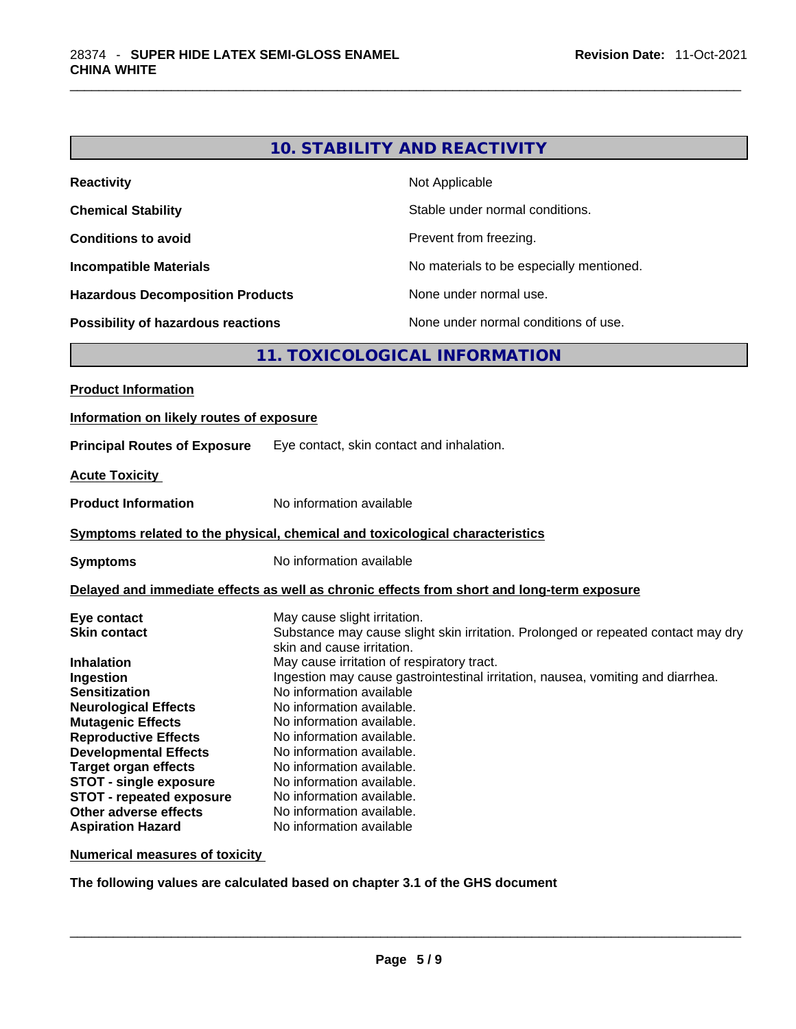## 10. STABILITY AND REACTIVITY

| | |
|---|---|
| **Reactivity** | Not Applicable |
| **Chemical Stability** | Stable under normal conditions. |
| **Conditions to avoid** | Prevent from freezing. |
| **Incompatible Materials** | No materials to be especially mentioned. |
| **Hazardous Decomposition Products** | None under normal use. |
| **Possibility of hazardous reactions** | None under normal conditions of use. |

## 11. TOXICOLOGICAL INFORMATION

**Product Information**

**Information on likely routes of exposure**

**Principal Routes of Exposure** Eye contact, skin contact and inhalation.

**Acute Toxicity**

**Product Information** No information available

**Symptoms related to the physical, chemical and toxicological characteristics**

**Symptoms** No information available

**Delayed and immediate effects as well as chronic effects from short and long-term exposure**

| | |
|---|---|
| **Eye contact** | May cause slight irritation. |
| **Skin contact** | Substance may cause slight skin irritation. Prolonged or repeated contact may dry skin and cause irritation. |
| **Inhalation** | May cause irritation of respiratory tract. |
| **Ingestion** | Ingestion may cause gastrointestinal irritation, nausea, vomiting and diarrhea. |
| **Sensitization** | No information available |
| **Neurological Effects** | No information available. |
| **Mutagenic Effects** | No information available. |
| **Reproductive Effects** | No information available. |
| **Developmental Effects** | No information available. |
| **Target organ effects** | No information available. |
| **STOT - single exposure** | No information available. |
| **STOT - repeated exposure** | No information available. |
| **Other adverse effects** | No information available. |
| **Aspiration Hazard** | No information available |

**Numerical measures of toxicity**

**The following values are calculated based on chapter 3.1 of the GHS document**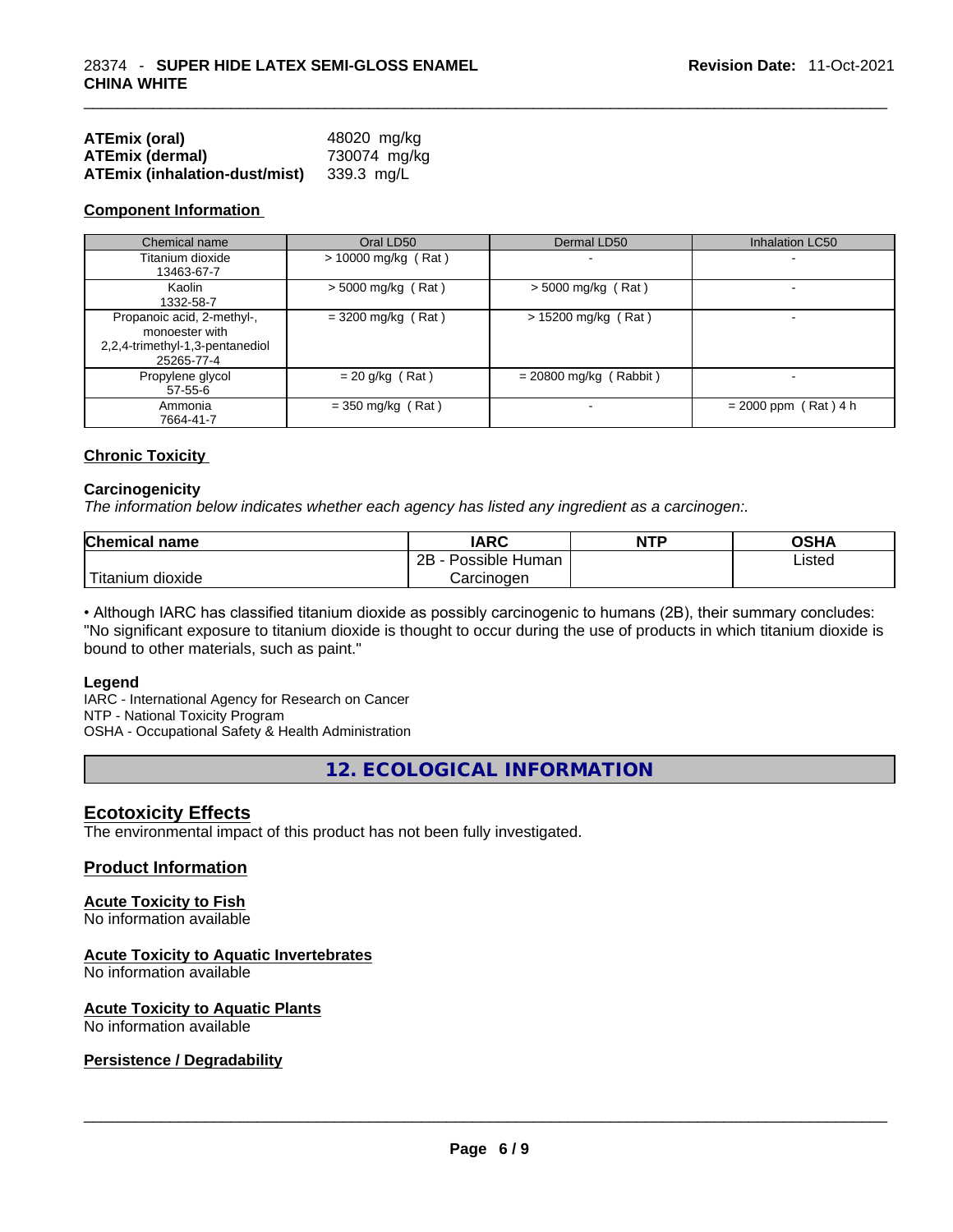| | |
|---|---|
| **ATEmix (oral)** | 48020 mg/kg |
| **ATEmix (dermal)** | 730074 mg/kg |
| **ATEmix (inhalation-dust/mist)** | 339.3 mg/L |

### Component Information

| Chemical name | Oral LD50 | Dermal LD50 | Inhalation LC50 |
|---|---|---|---|
| Titanium dioxide<br>13463-67-7 | > 10000 mg/kg ( Rat ) | - | - |
| Kaolin<br>1332-58-7 | > 5000 mg/kg ( Rat ) | > 5000 mg/kg ( Rat ) | - |
| Propanoic acid, 2-methyl-, monoester with 2,2,4-trimethyl-1,3-pentanediol<br>25265-77-4 | = 3200 mg/kg ( Rat ) | > 15200 mg/kg ( Rat ) | - |
| Propylene glycol<br>57-55-6 | = 20 g/kg ( Rat ) | = 20800 mg/kg ( Rabbit ) | - |
| Ammonia<br>7664-41-7 | = 350 mg/kg ( Rat ) | - | = 2000 ppm ( Rat ) 4 h |

### Chronic Toxicity

**Carcinogenicity**

*The information below indicates whether each agency has listed any ingredient as a carcinogen:.*

| Chemical name | IARC | NTP | OSHA |
|---|---|---|---|
| Titanium dioxide | 2B - Possible Human Carcinogen | | Listed |

• Although IARC has classified titanium dioxide as possibly carcinogenic to humans (2B), their summary concludes: "No significant exposure to titanium dioxide is thought to occur during the use of products in which titanium dioxide is bound to other materials, such as paint."

**Legend**

IARC - International Agency for Research on Cancer
NTP - National Toxicity Program
OSHA - Occupational Safety & Health Administration

## 12. ECOLOGICAL INFORMATION

### Ecotoxicity Effects

The environmental impact of this product has not been fully investigated.

### Product Information

**Acute Toxicity to Fish**
No information available

**Acute Toxicity to Aquatic Invertebrates**
No information available

**Acute Toxicity to Aquatic Plants**
No information available

**Persistence / Degradability**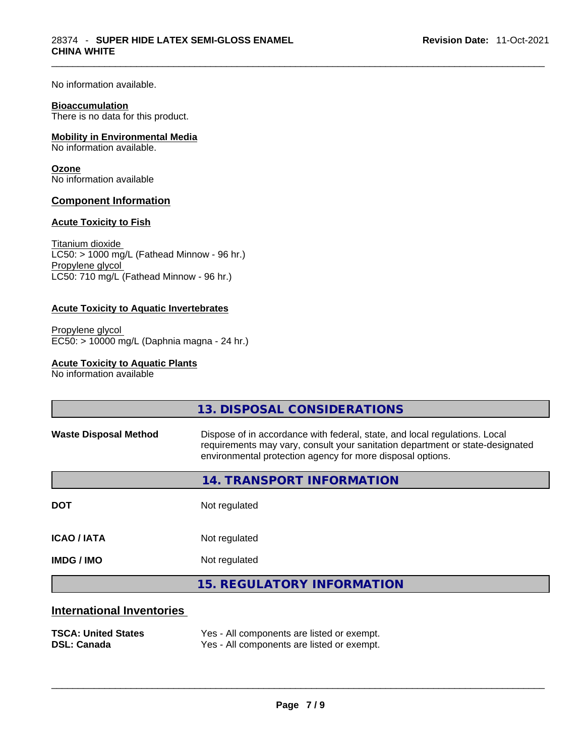No information available.

**Bioaccumulation**
There is no data for this product.

**Mobility in Environmental Media**
No information available.

**Ozone**
No information available

## Component Information

**Acute Toxicity to Fish**

Titanium dioxide
LC50: > 1000 mg/L (Fathead Minnow - 96 hr.)
Propylene glycol
LC50: 710 mg/L (Fathead Minnow - 96 hr.)

**Acute Toxicity to Aquatic Invertebrates**

Propylene glycol
EC50: > 10000 mg/L (Daphnia magna - 24 hr.)

**Acute Toxicity to Aquatic Plants**
No information available

## 13. DISPOSAL CONSIDERATIONS

| | |
|---|---|
| **Waste Disposal Method** | Dispose of in accordance with federal, state, and local regulations. Local requirements may vary, consult your sanitation department or state-designated environmental protection agency for more disposal options. |

## 14. TRANSPORT INFORMATION

| | |
|---|---|
| **DOT** | Not regulated |
| **ICAO / IATA** | Not regulated |
| **IMDG / IMO** | Not regulated |

## 15. REGULATORY INFORMATION

### International Inventories

| | |
|---|---|
| **TSCA: United States** | Yes - All components are listed or exempt. |
| **DSL: Canada** | Yes - All components are listed or exempt. |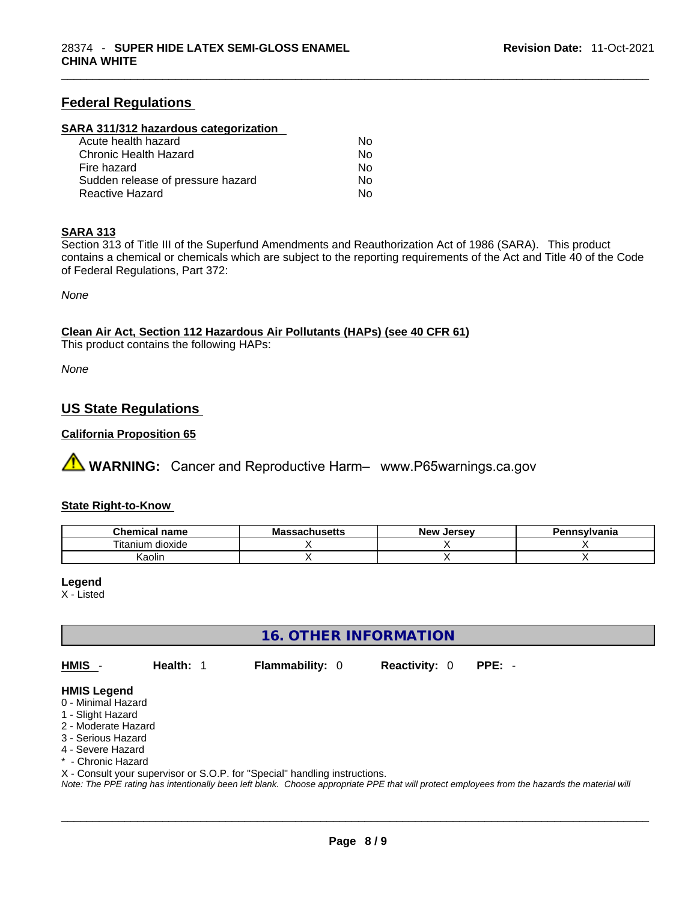## Federal Regulations

### SARA 311/312 hazardous categorization

| | |
|---|---|
| Acute health hazard | No |
| Chronic Health Hazard | No |
| Fire hazard | No |
| Sudden release of pressure hazard | No |
| Reactive Hazard | No |

### SARA 313

Section 313 of Title III of the Superfund Amendments and Reauthorization Act of 1986 (SARA). This product contains a chemical or chemicals which are subject to the reporting requirements of the Act and Title 40 of the Code of Federal Regulations, Part 372:

*None*

### Clean Air Act, Section 112 Hazardous Air Pollutants (HAPs) (see 40 CFR 61)

This product contains the following HAPs:

*None*

## US State Regulations

### California Proposition 65

**WARNING:** Cancer and Reproductive Harm– www.P65warnings.ca.gov

### State Right-to-Know

| Chemical name | Massachusetts | New Jersey | Pennsylvania |
|---|---|---|---|
| Titanium dioxide | X | X | X |
| Kaolin | X | X | X |

**Legend**
X - Listed

## 16. OTHER INFORMATION

**HMIS** - **Health:** 1 **Flammability:** 0 **Reactivity:** 0 **PPE:** -

**HMIS Legend**
0 - Minimal Hazard
1 - Slight Hazard
2 - Moderate Hazard
3 - Serious Hazard
4 - Severe Hazard
* - Chronic Hazard
X - Consult your supervisor or S.O.P. for "Special" handling instructions.
*Note: The PPE rating has intentionally been left blank. Choose appropriate PPE that will protect employees from the hazards the material will*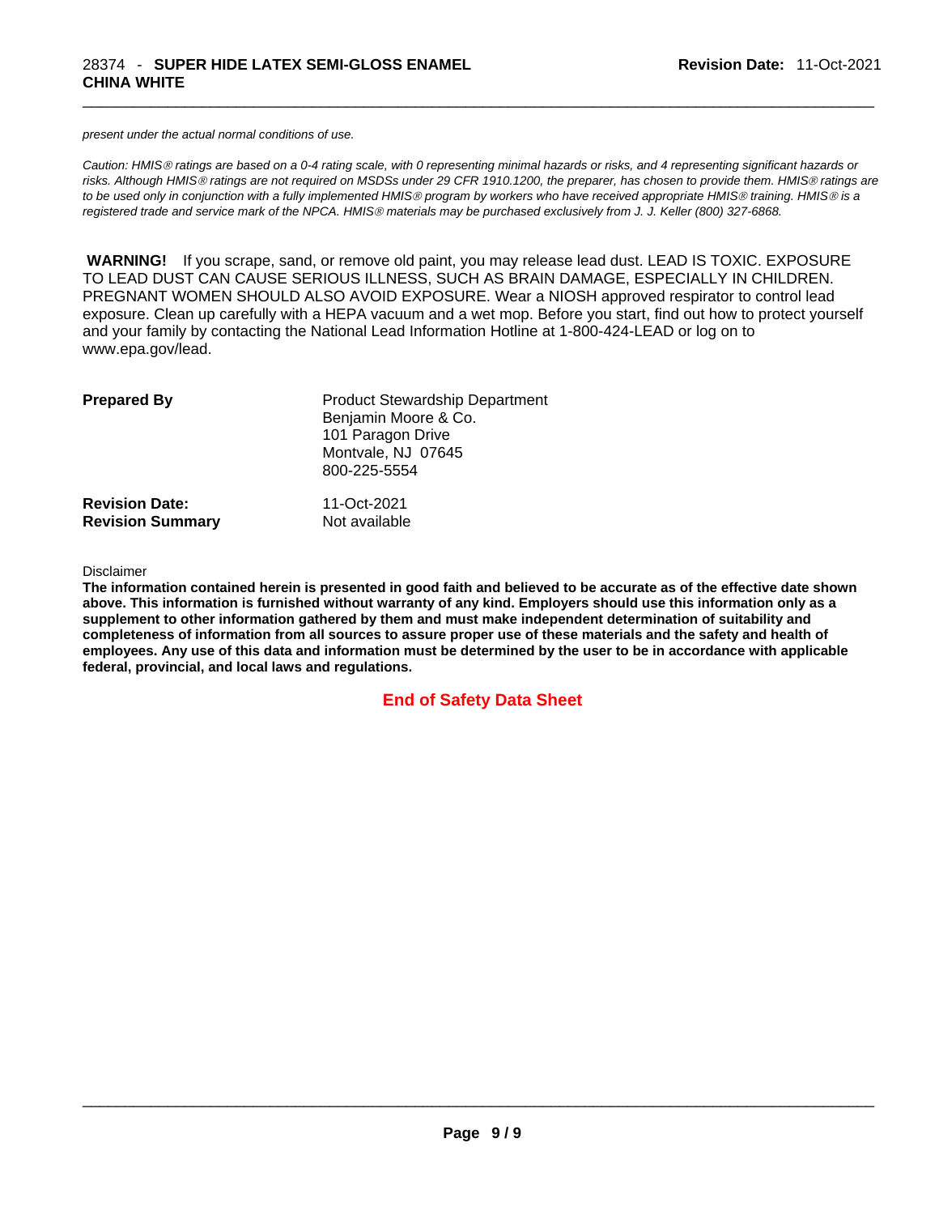*present under the actual normal conditions of use.*

*Caution: HMIS® ratings are based on a 0-4 rating scale, with 0 representing minimal hazards or risks, and 4 representing significant hazards or risks. Although HMIS® ratings are not required on MSDSs under 29 CFR 1910.1200, the preparer, has chosen to provide them. HMIS® ratings are to be used only in conjunction with a fully implemented HMIS® program by workers who have received appropriate HMIS® training. HMIS® is a registered trade and service mark of the NPCA. HMIS® materials may be purchased exclusively from J. J. Keller (800) 327-6868.*

**WARNING!** If you scrape, sand, or remove old paint, you may release lead dust. LEAD IS TOXIC. EXPOSURE TO LEAD DUST CAN CAUSE SERIOUS ILLNESS, SUCH AS BRAIN DAMAGE, ESPECIALLY IN CHILDREN. PREGNANT WOMEN SHOULD ALSO AVOID EXPOSURE. Wear a NIOSH approved respirator to control lead exposure. Clean up carefully with a HEPA vacuum and a wet mop. Before you start, find out how to protect yourself and your family by contacting the National Lead Information Hotline at 1-800-424-LEAD or log on to www.epa.gov/lead.

| | |
|---|---|
| **Prepared By** | Product Stewardship Department<br>Benjamin Moore & Co.<br>101 Paragon Drive<br>Montvale, NJ 07645<br>800-225-5554 |
| **Revision Date:** | 11-Oct-2021 |
| **Revision Summary** | Not available |

Disclaimer

**The information contained herein is presented in good faith and believed to be accurate as of the effective date shown above. This information is furnished without warranty of any kind. Employers should use this information only as a supplement to other information gathered by them and must make independent determination of suitability and completeness of information from all sources to assure proper use of these materials and the safety and health of employees. Any use of this data and information must be determined by the user to be in accordance with applicable federal, provincial, and local laws and regulations.**

**End of Safety Data Sheet**